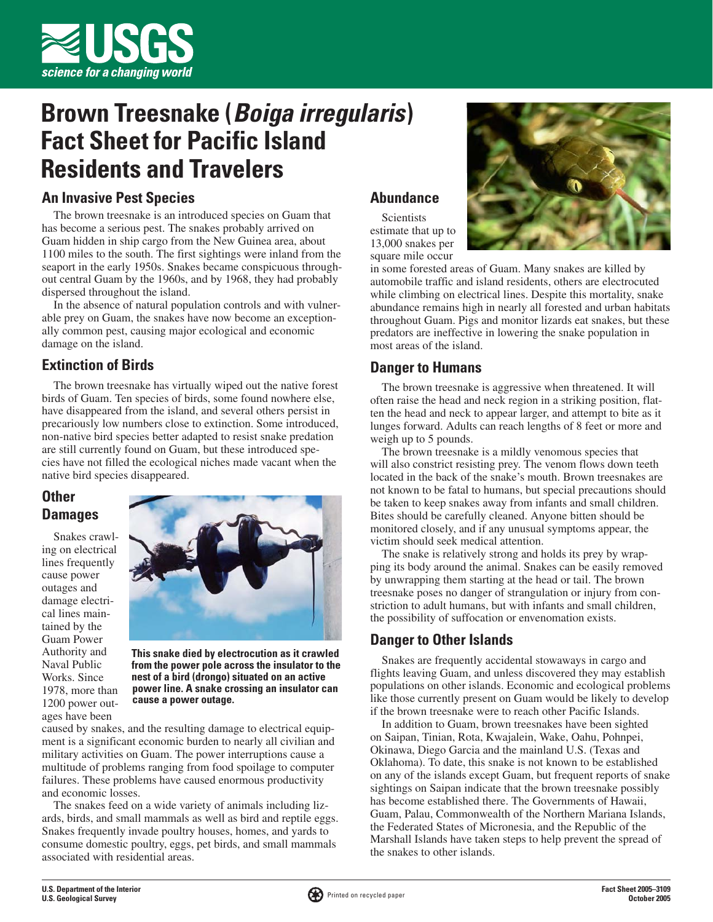# Brown Treesnake (*Boiga irregularis*) Fact Sheet for Pacific Island Residents and Travelers

## An Invasive Pest Species

The brown treesnake is an introduced species on Guam that has become a serious pest. The snakes probably arrived on Guam hidden in ship cargo from the New Guinea area, about 1100 miles to the south. The first sightings were inland from the seaport in the early 1950s. Snakes became conspicuous throughout central Guam by the 1960s, and by 1968, they had probably dispersed throughout the island.

In the absence of natural population controls and with vulnerable prey on Guam, the snakes have now become an exceptionally common pest, causing major ecological and economic damage on the island.

## Extinction of Birds

The brown treesnake has virtually wiped out the native forest birds of Guam. Ten species of birds, some found nowhere else, have disappeared from the island, and several others persist in precariously low numbers close to extinction. Some introduced, non-native bird species better adapted to resist snake predation are still currently found on Guam, but these introduced species have not filled the ecological niches made vacant when the native bird species disappeared.

## Other Damages

Snakes crawling on electrical lines frequently cause power outages and damage electrical lines maintained by the Guam Power Authority and Naval Public Works. Since 1978, more than 1200 power outages have been caused by snakes, and the resulting damage to electrical equipment is a significant economic burden to nearly all civilian and military activities on Guam. The power interruptions cause a multitude of problems ranging from food spoilage to computer failures. These problems have caused enormous productivity and economic losses.

**This snake died by electrocution as it crawled from the power pole across the insulator to the nest of a bird (drongo) situated on an active power line. A snake crossing an insulator can cause a power outage.**

The snakes feed on a wide variety of animals including lizards, birds, and small mammals as well as bird and reptile eggs. Snakes frequently invade poultry houses, homes, and yards to consume domestic poultry, eggs, pet birds, and small mammals associated with residential areas.

## Abundance

Scientists estimate that up to 13,000 snakes per square mile occur in some forested areas of Guam. Many snakes are killed by automobile traffic and island residents, others are electrocuted while climbing on electrical lines. Despite this mortality, snake abundance remains high in nearly all forested and urban habitats throughout Guam. Pigs and monitor lizards eat snakes, but these predators are ineffective in lowering the snake population in most areas of the island.

## Danger to Humans

The brown treesnake is aggressive when threatened. It will often raise the head and neck region in a striking position, flatten the head and neck to appear larger, and attempt to bite as it lunges forward. Adults can reach lengths of 8 feet or more and weigh up to 5 pounds.

The brown treesnake is a mildly venomous species that will also constrict resisting prey. The venom flows down teeth located in the back of the snake's mouth. Brown treesnakes are not known to be fatal to humans, but special precautions should be taken to keep snakes away from infants and small children. Bites should be carefully cleaned. Anyone bitten should be monitored closely, and if any unusual symptoms appear, the victim should seek medical attention.

The snake is relatively strong and holds its prey by wrapping its body around the animal. Snakes can be easily removed by unwrapping them starting at the head or tail. The brown treesnake poses no danger of strangulation or injury from constriction to adult humans, but with infants and small children, the possibility of suffocation or envenomation exists.

## Danger to Other Islands

Snakes are frequently accidental stowaways in cargo and flights leaving Guam, and unless discovered they may establish populations on other islands. Economic and ecological problems like those currently present on Guam would be likely to develop if the brown treesnake were to reach other Pacific Islands.

In addition to Guam, brown treesnakes have been sighted on Saipan, Tinian, Rota, Kwajalein, Wake, Oahu, Pohnpei, Okinawa, Diego Garcia and the mainland U.S. (Texas and Oklahoma). To date, this snake is not known to be established on any of the islands except Guam, but frequent reports of snake sightings on Saipan indicate that the brown treesnake possibly has become established there. The Governments of Hawaii, Guam, Palau, Commonwealth of the Northern Mariana Islands, the Federated States of Micronesia, and the Republic of the Marshall Islands have taken steps to help prevent the spread of the snakes to other islands.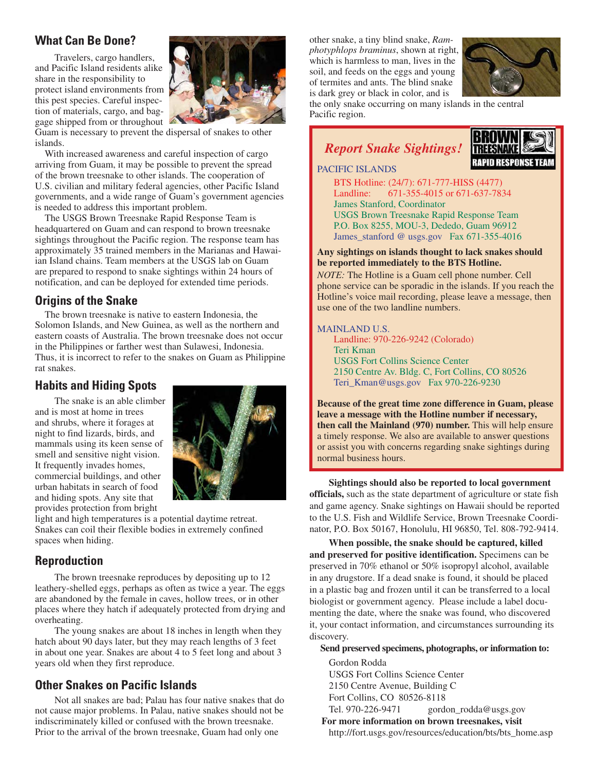## What Can Be Done?

Travelers, cargo handlers, and Pacific Island residents alike share in the responsibility to protect island environments from this pest species. Careful inspection of materials, cargo, and baggage shipped from or throughout Guam is necessary to prevent the dispersal of snakes to other islands.

With increased awareness and careful inspection of cargo arriving from Guam, it may be possible to prevent the spread of the brown treesnake to other islands. The cooperation of U.S. civilian and military federal agencies, other Pacific Island governments, and a wide range of Guam's government agencies is needed to address this important problem.

The USGS Brown Treesnake Rapid Response Team is headquartered on Guam and can respond to brown treesnake sightings throughout the Pacific region. The response team has approximately 35 trained members in the Marianas and Hawaiian Island chains. Team members at the USGS lab on Guam are prepared to respond to snake sightings within 24 hours of notification, and can be deployed for extended time periods.

## Origins of the Snake

The brown treesnake is native to eastern Indonesia, the Solomon Islands, and New Guinea, as well as the northern and eastern coasts of Australia. The brown treesnake does not occur in the Philippines or farther west than Sulawesi, Indonesia. Thus, it is incorrect to refer to the snakes on Guam as Philippine rat snakes.

## Habits and Hiding Spots

The snake is an able climber and is most at home in trees and shrubs, where it forages at night to find lizards, birds, and mammals using its keen sense of smell and sensitive night vision. It frequently invades homes, commercial buildings, and other urban habitats in search of food and hiding spots. Any site that provides protection from bright light and high temperatures is a potential daytime retreat. Snakes can coil their flexible bodies in extremely confined spaces when hiding.

## Reproduction

The brown treesnake reproduces by depositing up to 12 leathery-shelled eggs, perhaps as often as twice a year. The eggs are abandoned by the female in caves, hollow trees, or in other places where they hatch if adequately protected from drying and overheating.

The young snakes are about 18 inches in length when they hatch about 90 days later, but they may reach lengths of 3 feet in about one year. Snakes are about 4 to 5 feet long and about 3 years old when they first reproduce.

## Other Snakes on Pacific Islands

Not all snakes are bad; Palau has four native snakes that do not cause major problems. In Palau, native snakes should not be indiscriminately killed or confused with the brown treesnake. Prior to the arrival of the brown treesnake, Guam had only one other snake, a tiny blind snake, *Ramphotyphlops braminus*, shown at right, which is harmless to man, lives in the soil, and feeds on the eggs and young of termites and ants. The blind snake is dark grey or black in color, and is the only snake occurring on many islands in the central Pacific region.

### *Report Snake Sightings!*

BROWN TREESNAKE RAPID RESPONSE TEAM

PACIFIC ISLANDS

BTS Hotline: (24/7): 671-777-HISS (4477)
Landline: 671-355-4015 or 671-637-7834
James Stanford, Coordinator
USGS Brown Treesnake Rapid Response Team
P.O. Box 8255, MOU-3, Dededo, Guam 96912
James_stanford @ usgs.gov Fax 671-355-4016

**Any sightings on islands thought to lack snakes should be reported immediately to the BTS Hotline.**

*NOTE:* The Hotline is a Guam cell phone number. Cell phone service can be sporadic in the islands. If you reach the Hotline's voice mail recording, please leave a message, then use one of the two landline numbers.

MAINLAND U.S.

Landline: 970-226-9242 (Colorado)
Teri Kman
USGS Fort Collins Science Center
2150 Centre Av. Bldg. C, Fort Collins, CO 80526
Teri_Kman@usgs.gov Fax 970-226-9230

**Because of the great time zone difference in Guam, please leave a message with the Hotline number if necessary, then call the Mainland (970) number.** This will help ensure a timely response. We also are available to answer questions or assist you with concerns regarding snake sightings during normal business hours.

**Sightings should also be reported to local government officials,** such as the state department of agriculture or state fish and game agency. Snake sightings on Hawaii should be reported to the U.S. Fish and Wildlife Service, Brown Treesnake Coordinator, P.O. Box 50167, Honolulu, HI 96850, Tel. 808-792-9414.

**When possible, the snake should be captured, killed and preserved for positive identification.** Specimens can be preserved in 70% ethanol or 50% isopropyl alcohol, available in any drugstore. If a dead snake is found, it should be placed in a plastic bag and frozen until it can be transferred to a local biologist or government agency. Please include a label documenting the date, where the snake was found, who discovered it, your contact information, and circumstances surrounding its discovery.

**Send preserved specimens, photographs, or information to:**

Gordon Rodda
USGS Fort Collins Science Center
2150 Centre Avenue, Building C
Fort Collins, CO 80526-8118
Tel. 970-226-9471 gordon_rodda@usgs.gov

**For more information on brown treesnakes, visit**
http://fort.usgs.gov/resources/education/bts/bts_home.asp